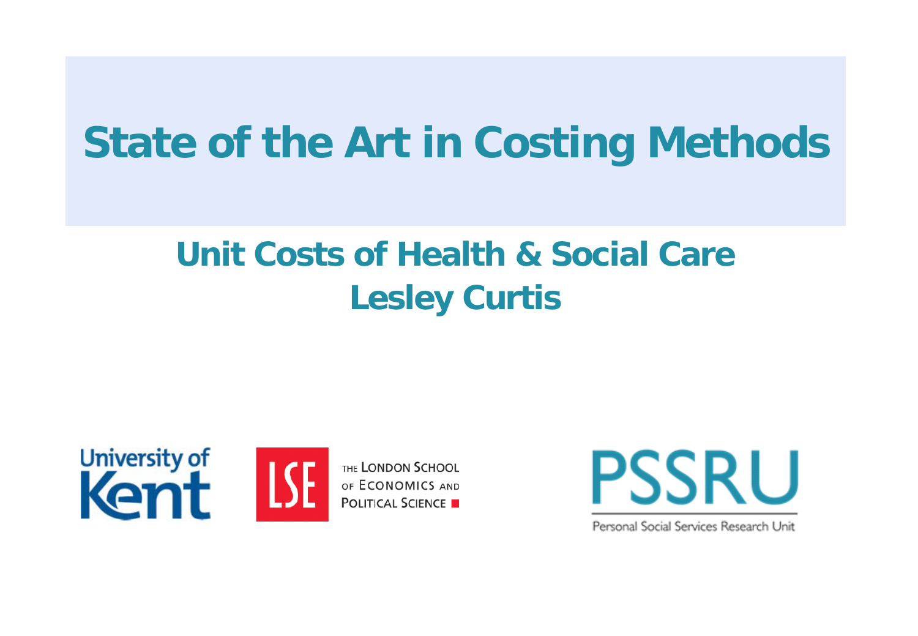# State of the Art in Costing Methods

## Unit Costs of Health & Social Care

## Lesley Curtis

University of Kent

THE LONDON SCHOOL OF ECONOMICS AND POLITICAL SCIENCE

PSSRU

Personal Social Services Research Unit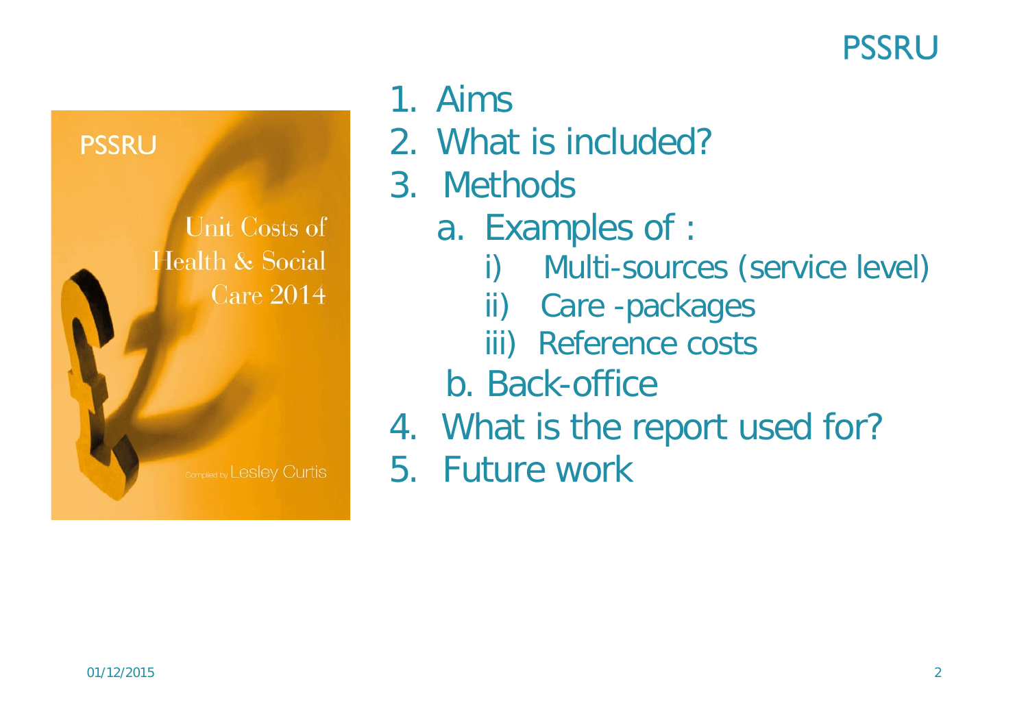1. Aims
2. What is included?
3. Methods
   a. Examples of :
      i) Multi-sources (service level)
      ii) Care -packages
      iii) Reference costs
   b. Back-office
4. What is the report used for?
5. Future work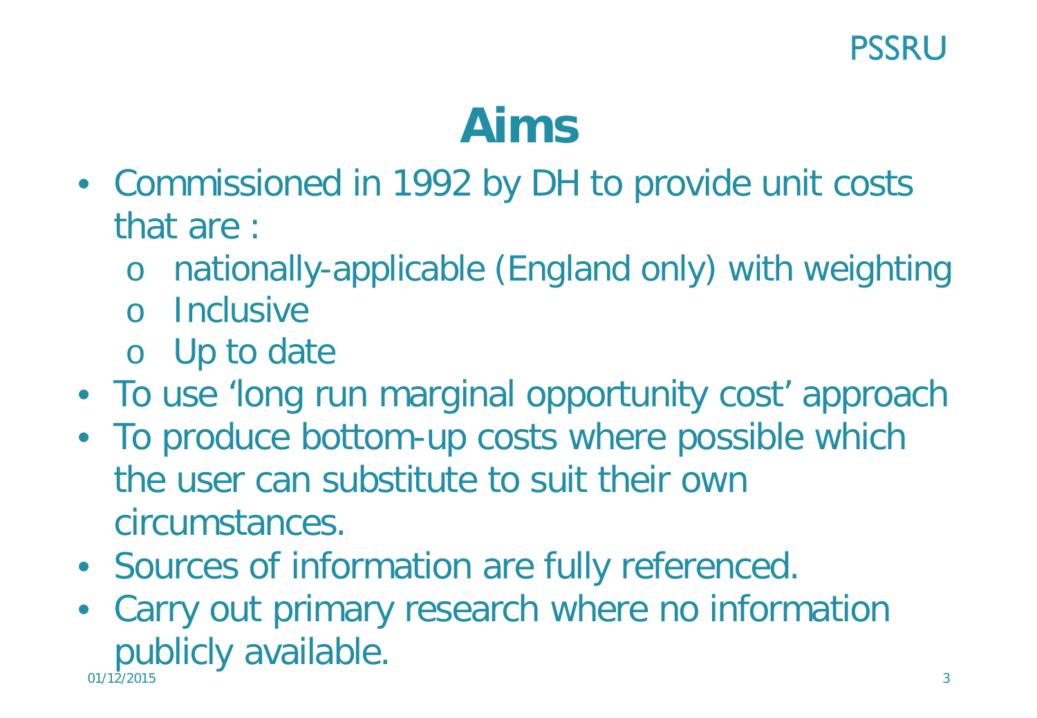# Aims

- Commissioned in 1992 by DH to provide unit costs that are :
  - nationally-applicable (England only) with weighting
  - Inclusive
  - Up to date
- To use 'long run marginal opportunity cost' approach
- To produce bottom-up costs where possible which the user can substitute to suit their own circumstances.
- Sources of information are fully referenced.
- Carry out primary research where no information publicly available.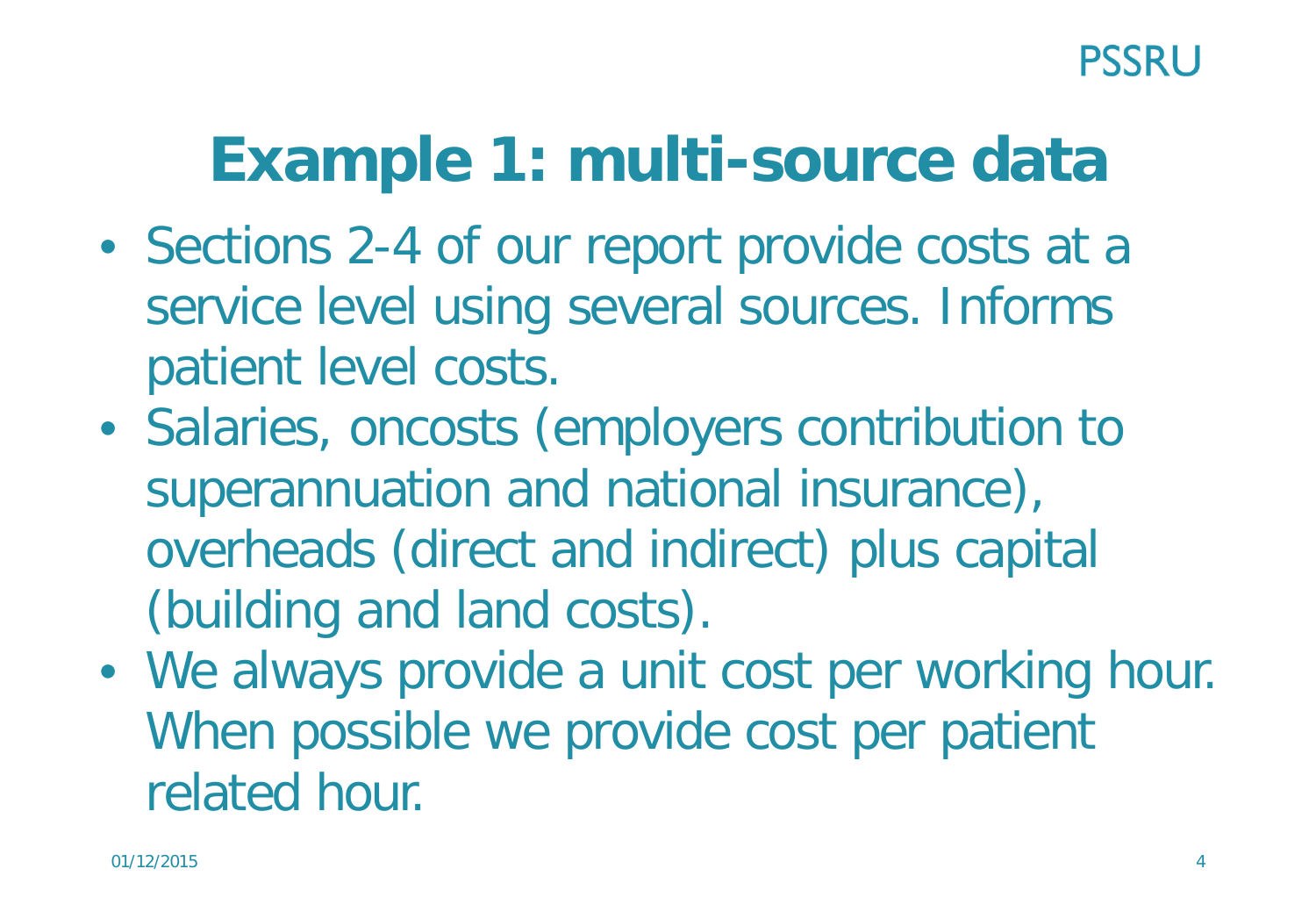# Example 1: multi-source data

- Sections 2-4 of our report provide costs at a service level using several sources. Informs patient level costs.
- Salaries, oncosts (employers contribution to superannuation and national insurance), overheads (direct and indirect) plus capital (building and land costs).
- We always provide a unit cost per working hour. When possible we provide cost per patient related hour.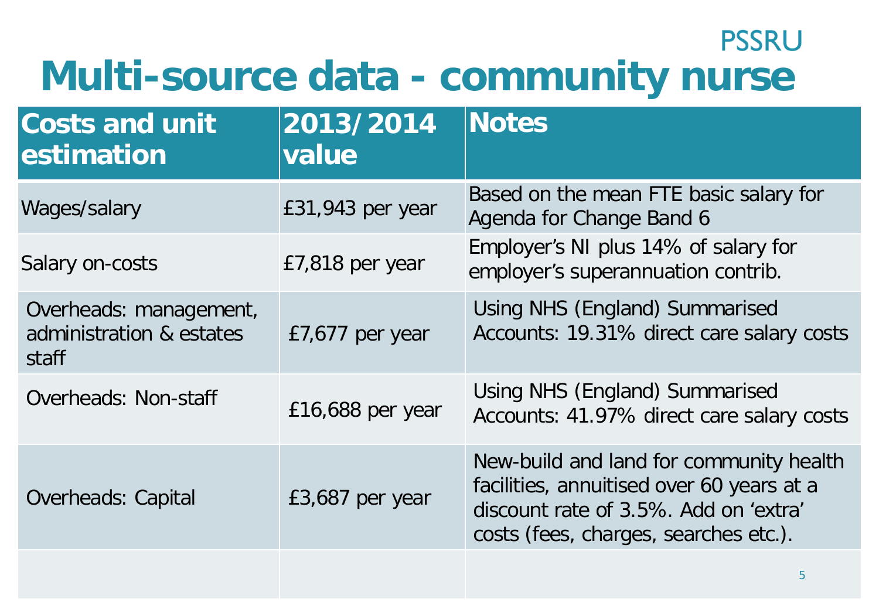PSSRU

# Multi-source data - community nurse

| Costs and unit estimation | 2013/2014 value | Notes |
|---|---|---|
| Wages/salary | £31,943 per year | Based on the mean FTE basic salary for Agenda for Change Band 6 |
| Salary on-costs | £7,818 per year | Employer's NI plus 14% of salary for employer's superannuation contrib. |
| Overheads: management, administration & estates staff | £7,677 per year | Using NHS (England) Summarised Accounts: 19.31% direct care salary costs |
| Overheads: Non-staff | £16,688 per year | Using NHS (England) Summarised Accounts: 41.97% direct care salary costs |
| Overheads: Capital | £3,687 per year | New-build and land for community health facilities, annuitised over 60 years at a discount rate of 3.5%. Add on 'extra' costs (fees, charges, searches etc.). |
| | | |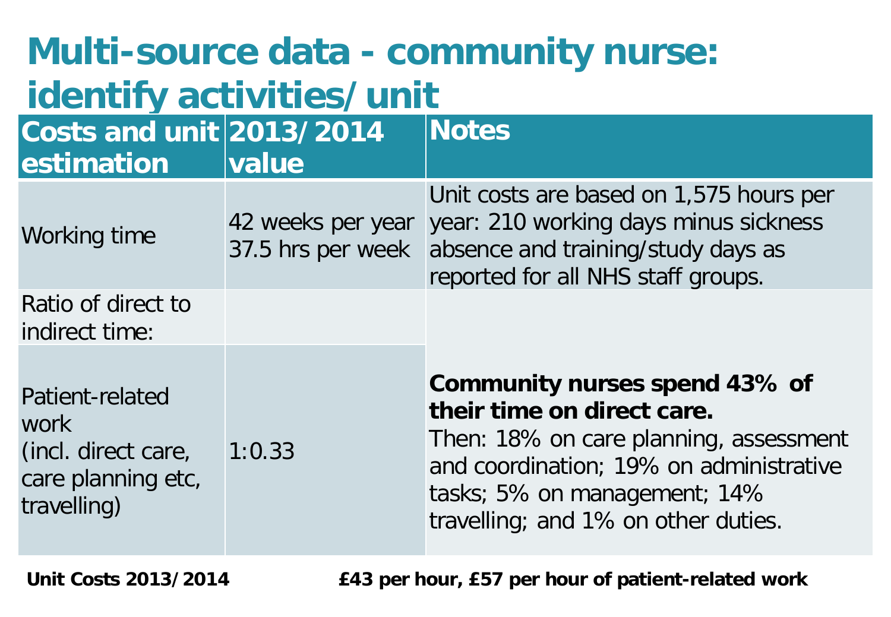# Multi-source data - community nurse: identify activities/unit

| Costs and unit estimation | 2013/2014 value | Notes |
|---|---|---|
| Working time | 42 weeks per year 37.5 hrs per week | Unit costs are based on 1,575 hours per year: 210 working days minus sickness absence and training/study days as reported for all NHS staff groups. |
| Ratio of direct to indirect time: | | **Community nurses spend 43% of their time on direct care.** Then: 18% on care planning, assessment and coordination; 19% on administrative tasks; 5% on management; 14% travelling; and 1% on other duties. |
| Patient-related work (incl. direct care, care planning etc, travelling) | 1:0.33 | |

**Unit Costs 2013/2014** **£43 per hour, £57 per hour of patient-related work**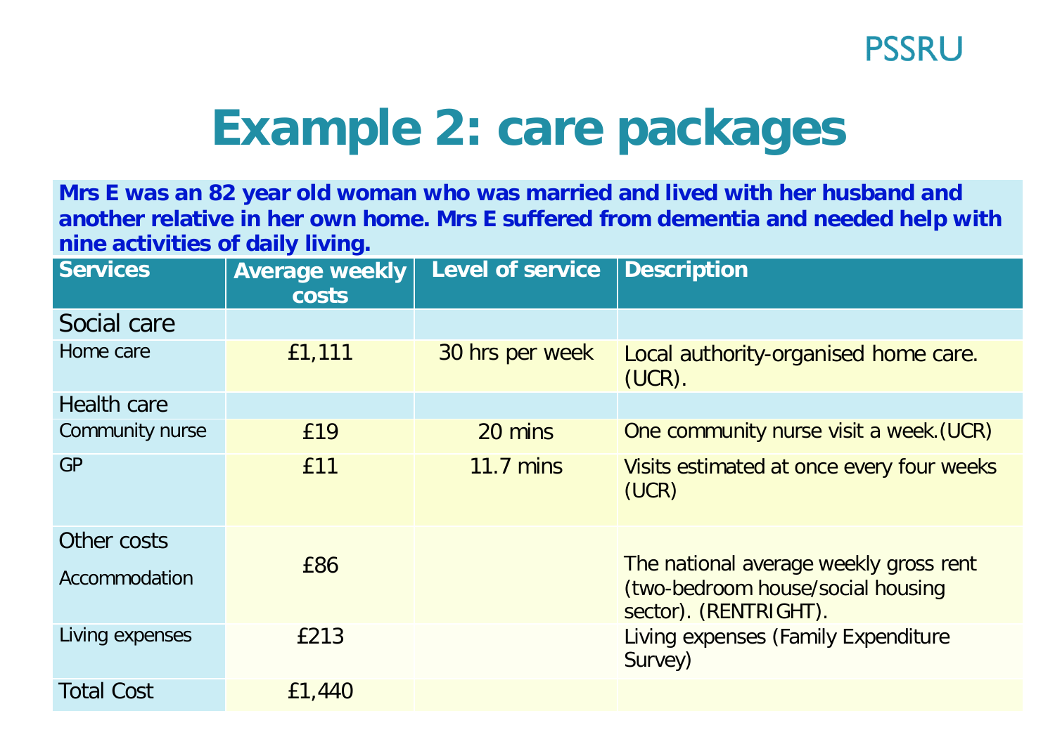PSSRU

# Example 2: care packages

**Mrs E was an 82 year old woman who was married and lived with her husband and another relative in her own home. Mrs E suffered from dementia and needed help with nine activities of daily living.**

| Services | Average weekly costs | Level of service | Description |
|---|---|---|---|
| Social care | | | |
| Home care | £1,111 | 30 hrs per week | Local authority-organised home care. (UCR). |
| Health care | | | |
| Community nurse | £19 | 20 mins | One community nurse visit a week.(UCR) |
| GP | £11 | 11.7 mins | Visits estimated at once every four weeks (UCR) |
| Other costs | | | |
| Accommodation | £86 | | The national average weekly gross rent (two-bedroom house/social housing sector). (RENTRIGHT). |
| Living expenses | £213 | | Living expenses (Family Expenditure Survey) |
| Total Cost | £1,440 | | |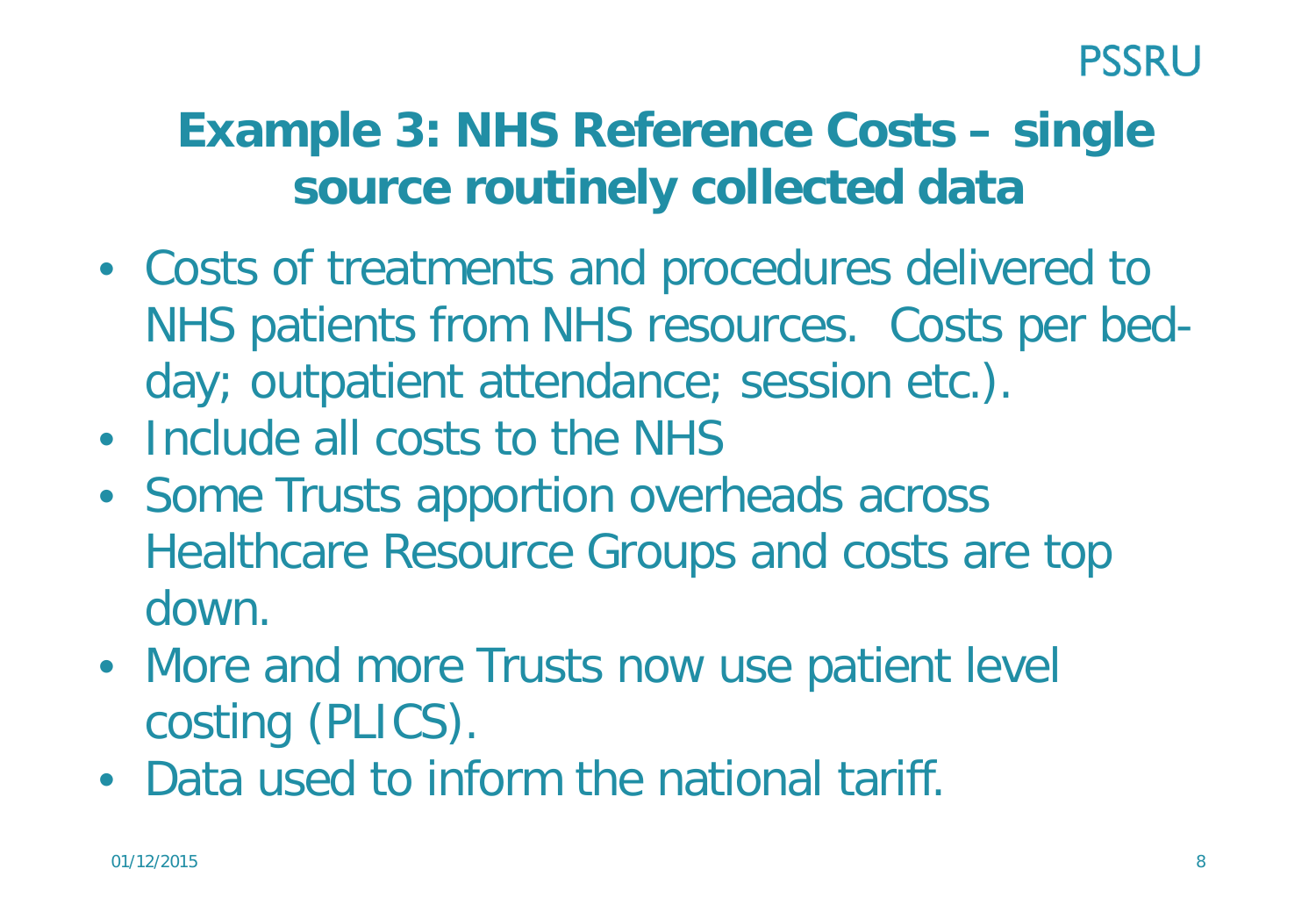# Example 3: NHS Reference Costs – single source routinely collected data

- Costs of treatments and procedures delivered to NHS patients from NHS resources. Costs per bed-day; outpatient attendance; session etc.).
- Include all costs to the NHS
- Some Trusts apportion overheads across Healthcare Resource Groups and costs are top down.
- More and more Trusts now use patient level costing (PLICS).
- Data used to inform the national tariff.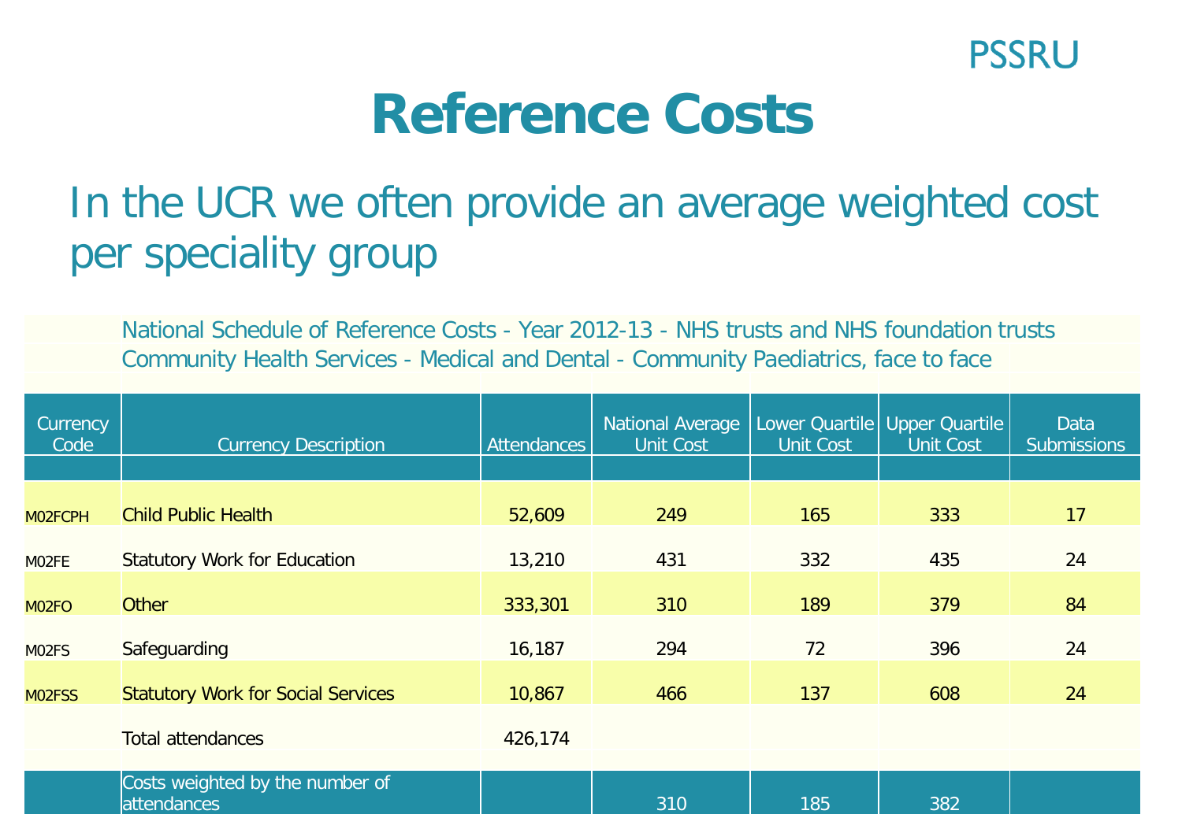PSSRU

# Reference Costs

## In the UCR we often provide an average weighted cost per speciality group

National Schedule of Reference Costs - Year 2012-13 - NHS trusts and NHS foundation trusts
Community Health Services - Medical and Dental - Community Paediatrics, face to face

| Currency Code | Currency Description | Attendances | National Average Unit Cost | Lower Quartile Unit Cost | Upper Quartile Unit Cost | Data Submissions |
|---|---|---|---|---|---|---|
| M02FCPH | Child Public Health | 52,609 | 249 | 165 | 333 | 17 |
| M02FE | Statutory Work for Education | 13,210 | 431 | 332 | 435 | 24 |
| M02FO | Other | 333,301 | 310 | 189 | 379 | 84 |
| M02FS | Safeguarding | 16,187 | 294 | 72 | 396 | 24 |
| M02FSS | Statutory Work for Social Services | 10,867 | 466 | 137 | 608 | 24 |
| | Total attendances | 426,174 | | | | |
| | Costs weighted by the number of attendances | | 310 | 185 | 382 | |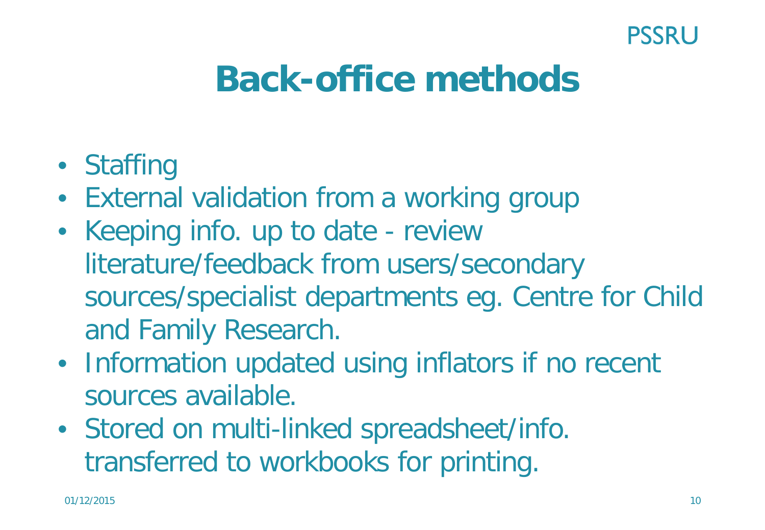# Back-office methods

- Staffing
- External validation from a working group
- Keeping info. up to date - review literature/feedback from users/secondary sources/specialist departments eg. Centre for Child and Family Research.
- Information updated using inflators if no recent sources available.
- Stored on multi-linked spreadsheet/info. transferred to workbooks for printing.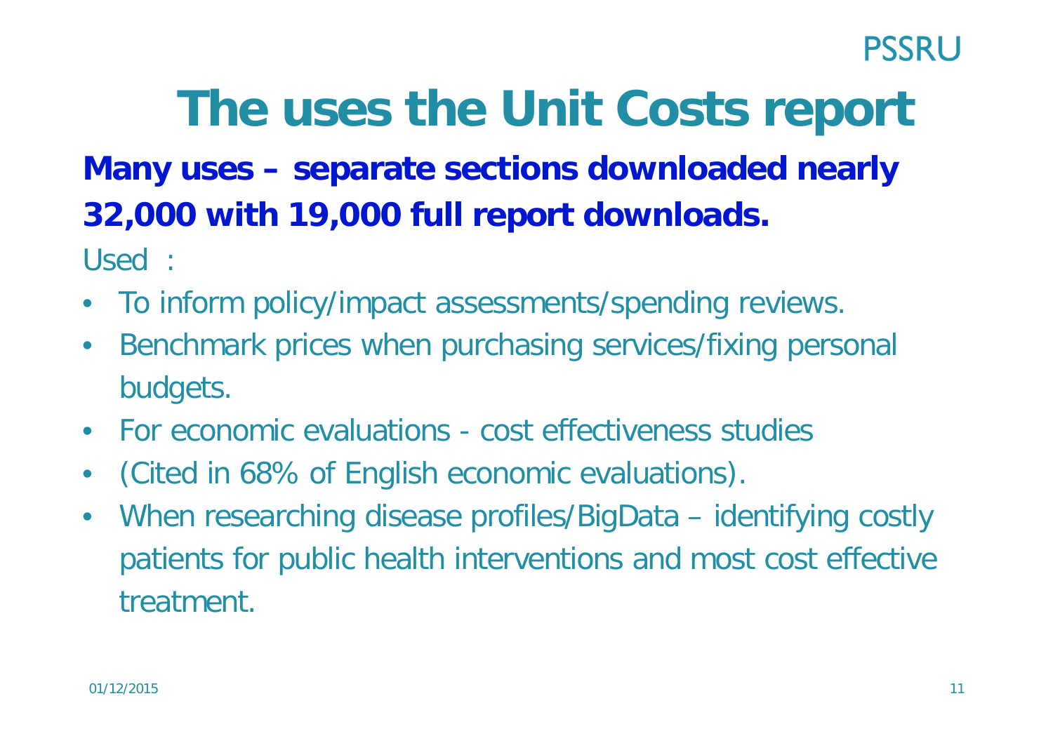# The uses the Unit Costs report

**Many uses – separate sections downloaded nearly 32,000 with 19,000 full report downloads.**

Used :

- To inform policy/impact assessments/spending reviews.
- Benchmark prices when purchasing services/fixing personal budgets.
- For economic evaluations - cost effectiveness studies
- (Cited in 68% of English economic evaluations).
- When researching disease profiles/BigData – identifying costly patients for public health interventions and most cost effective treatment.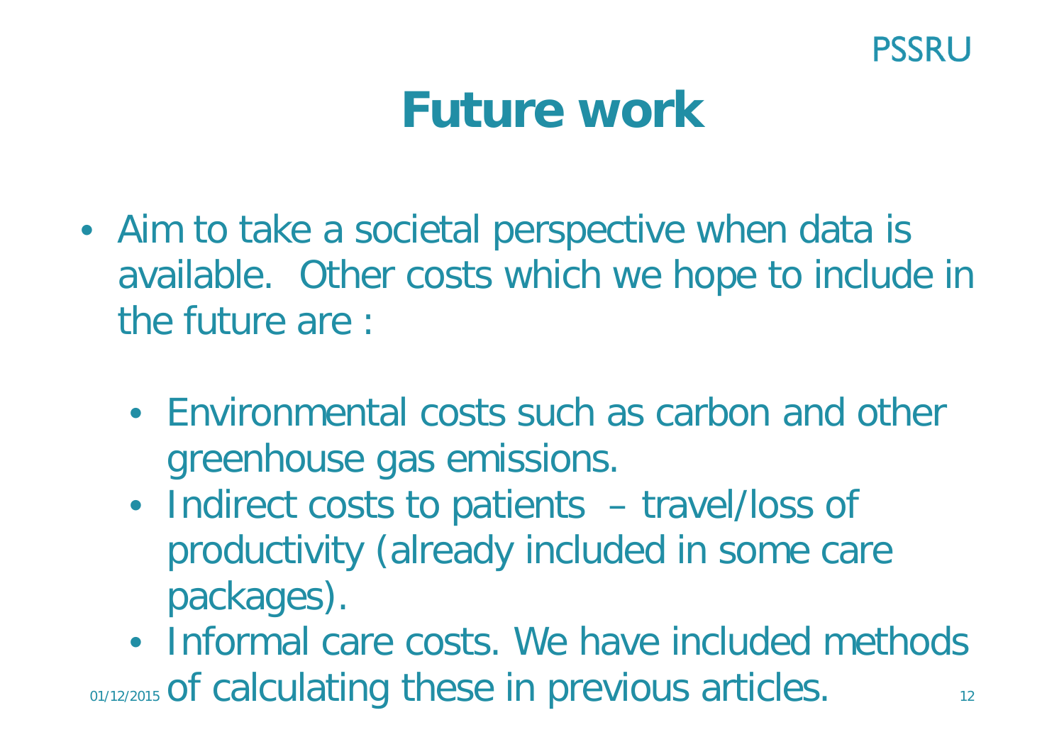# Future work

- Aim to take a societal perspective when data is available. Other costs which we hope to include in the future are :
  - Environmental costs such as carbon and other greenhouse gas emissions.
  - Indirect costs to patients – travel/loss of productivity (already included in some care packages).
  - Informal care costs. We have included methods of calculating these in previous articles.